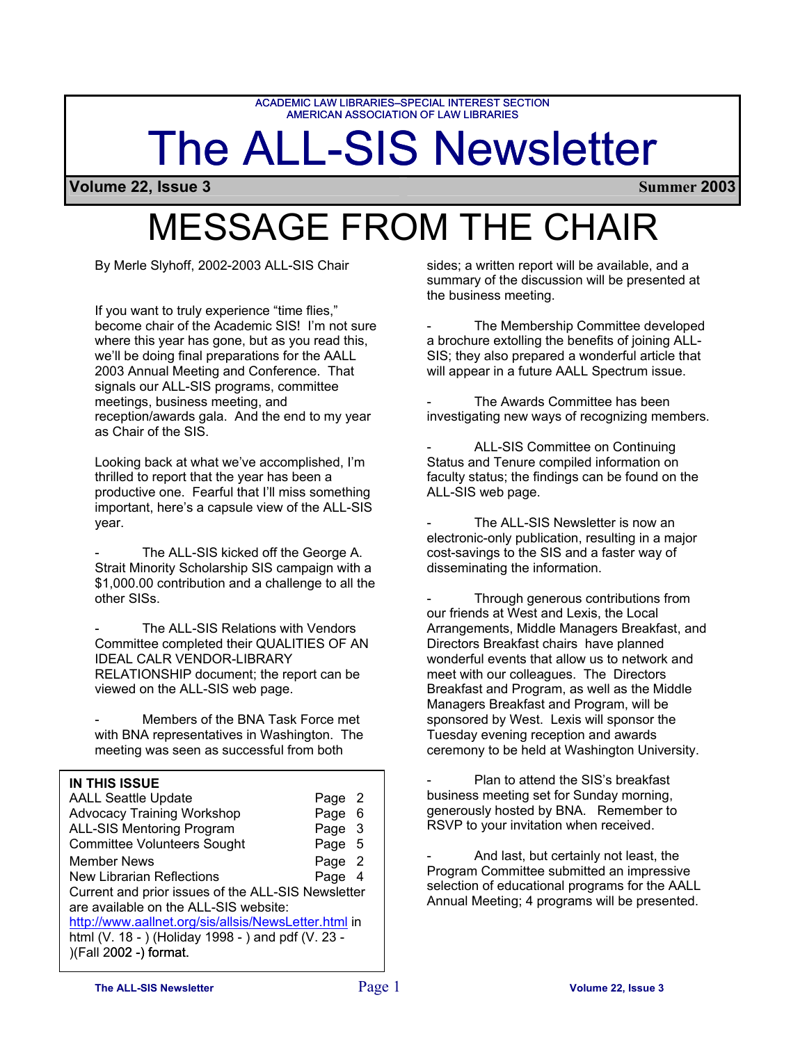ACADEMIC LAW LIBRARIES–SPECIAL INTEREST SECTION
AMERICAN ASSOCIATION OF LAW LIBRARIES

# The ALL-SIS Newsletter

**Volume 22, Issue 3** **Summer 2003**

# MESSAGE FROM THE CHAIR

By Merle Slyhoff, 2002-2003 ALL-SIS Chair

If you want to truly experience "time flies," become chair of the Academic SIS! I'm not sure where this year has gone, but as you read this, we'll be doing final preparations for the AALL 2003 Annual Meeting and Conference. That signals our ALL-SIS programs, committee meetings, business meeting, and reception/awards gala. And the end to my year as Chair of the SIS.

Looking back at what we've accomplished, I'm thrilled to report that the year has been a productive one. Fearful that I'll miss something important, here's a capsule view of the ALL-SIS year.

- The ALL-SIS kicked off the George A. Strait Minority Scholarship SIS campaign with a $1,000.00 contribution and a challenge to all the other SISs.

- The ALL-SIS Relations with Vendors Committee completed their QUALITIES OF AN IDEAL CALR VENDOR-LIBRARY RELATIONSHIP document; the report can be viewed on the ALL-SIS web page.

- Members of the BNA Task Force met with BNA representatives in Washington. The meeting was seen as successful from both sides; a written report will be available, and a summary of the discussion will be presented at the business meeting.

- The Membership Committee developed a brochure extolling the benefits of joining ALL-SIS; they also prepared a wonderful article that will appear in a future AALL Spectrum issue.

- The Awards Committee has been investigating new ways of recognizing members.

- ALL-SIS Committee on Continuing Status and Tenure compiled information on faculty status; the findings can be found on the ALL-SIS web page.

- The ALL-SIS Newsletter is now an electronic-only publication, resulting in a major cost-savings to the SIS and a faster way of disseminating the information.

- Through generous contributions from our friends at West and Lexis, the Local Arrangements, Middle Managers Breakfast, and Directors Breakfast chairs have planned wonderful events that allow us to network and meet with our colleagues. The Directors Breakfast and Program, as well as the Middle Managers Breakfast and Program, will be sponsored by West. Lexis will sponsor the Tuesday evening reception and awards ceremony to be held at Washington University.

- Plan to attend the SIS's breakfast business meeting set for Sunday morning, generously hosted by BNA. Remember to RSVP to your invitation when received.

- And last, but certainly not least, the Program Committee submitted an impressive selection of educational programs for the AALL Annual Meeting; 4 programs will be presented.

**IN THIS ISSUE**

| | |
|---|---|
| AALL Seattle Update | Page 2 |
| Advocacy Training Workshop | Page 6 |
| ALL-SIS Mentoring Program | Page 3 |
| Committee Volunteers Sought | Page 5 |
| Member News | Page 2 |
| New Librarian Reflections | Page 4 |

Current and prior issues of the ALL-SIS Newsletter are available on the ALL-SIS website: http://www.aallnet.org/sis/allsis/NewsLetter.html in html (V. 18 - ) (Holiday 1998 - ) and pdf (V. 23 - )(Fall 2002 -) format.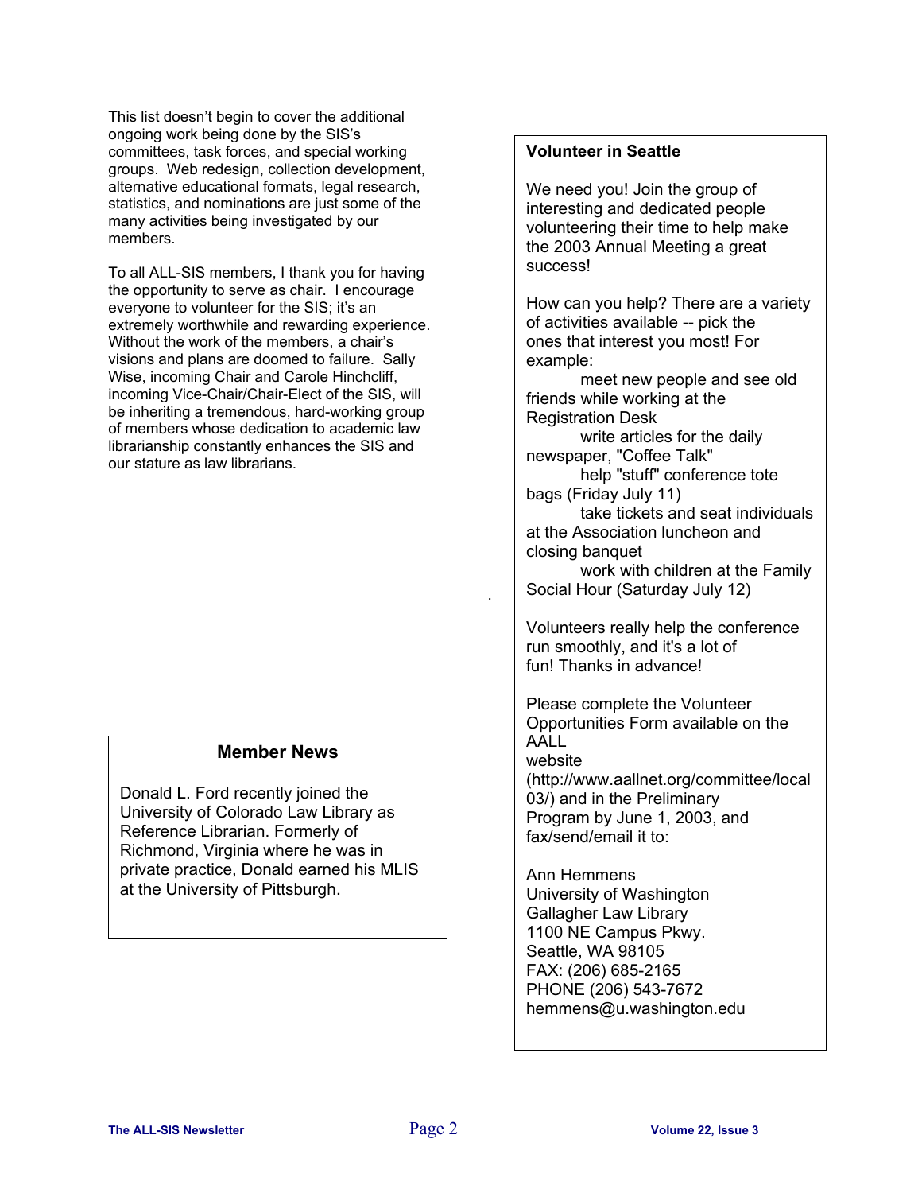This list doesn't begin to cover the additional ongoing work being done by the SIS's committees, task forces, and special working groups. Web redesign, collection development, alternative educational formats, legal research, statistics, and nominations are just some of the many activities being investigated by our members.

To all ALL-SIS members, I thank you for having the opportunity to serve as chair. I encourage everyone to volunteer for the SIS; it's an extremely worthwhile and rewarding experience. Without the work of the members, a chair's visions and plans are doomed to failure. Sally Wise, incoming Chair and Carole Hinchcliff, incoming Vice-Chair/Chair-Elect of the SIS, will be inheriting a tremendous, hard-working group of members whose dedication to academic law librarianship constantly enhances the SIS and our stature as law librarians.

## Member News

Donald L. Ford recently joined the University of Colorado Law Library as Reference Librarian. Formerly of Richmond, Virginia where he was in private practice, Donald earned his MLIS at the University of Pittsburgh.

## Volunteer in Seattle

We need you! Join the group of interesting and dedicated people volunteering their time to help make the 2003 Annual Meeting a great success!

How can you help? There are a variety of activities available -- pick the ones that interest you most! For example:

- meet new people and see old friends while working at the Registration Desk
- write articles for the daily newspaper, "Coffee Talk"
- help "stuff" conference tote bags (Friday July 11)
- take tickets and seat individuals at the Association luncheon and closing banquet
- work with children at the Family Social Hour (Saturday July 12)

Volunteers really help the conference run smoothly, and it's a lot of fun! Thanks in advance!

Please complete the Volunteer Opportunities Form available on the AALL website (http://www.aallnet.org/committee/local03/) and in the Preliminary Program by June 1, 2003, and fax/send/email it to:

Ann Hemmens
University of Washington
Gallagher Law Library
1100 NE Campus Pkwy.
Seattle, WA 98105
FAX: (206) 685-2165
PHONE (206) 543-7672
hemmens@u.washington.edu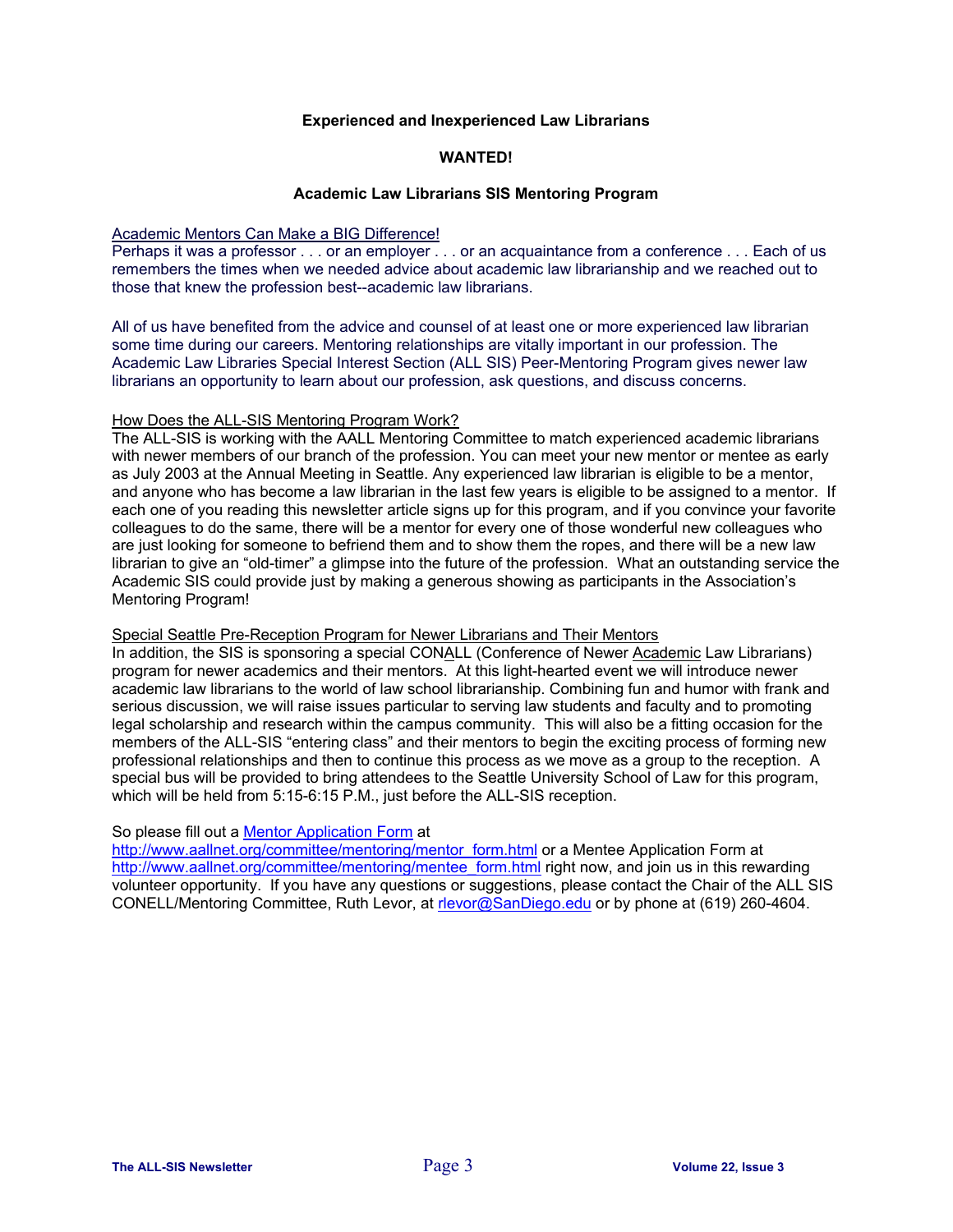**Experienced and Inexperienced Law Librarians**

**WANTED!**

**Academic Law Librarians SIS Mentoring Program**

Academic Mentors Can Make a BIG Difference!

Perhaps it was a professor . . . or an employer . . . or an acquaintance from a conference . . . Each of us remembers the times when we needed advice about academic law librarianship and we reached out to those that knew the profession best--academic law librarians.

All of us have benefited from the advice and counsel of at least one or more experienced law librarian some time during our careers. Mentoring relationships are vitally important in our profession. The Academic Law Libraries Special Interest Section (ALL SIS) Peer-Mentoring Program gives newer law librarians an opportunity to learn about our profession, ask questions, and discuss concerns.

How Does the ALL-SIS Mentoring Program Work?

The ALL-SIS is working with the AALL Mentoring Committee to match experienced academic librarians with newer members of our branch of the profession. You can meet your new mentor or mentee as early as July 2003 at the Annual Meeting in Seattle. Any experienced law librarian is eligible to be a mentor, and anyone who has become a law librarian in the last few years is eligible to be assigned to a mentor. If each one of you reading this newsletter article signs up for this program, and if you convince your favorite colleagues to do the same, there will be a mentor for every one of those wonderful new colleagues who are just looking for someone to befriend them and to show them the ropes, and there will be a new law librarian to give an "old-timer" a glimpse into the future of the profession. What an outstanding service the Academic SIS could provide just by making a generous showing as participants in the Association's Mentoring Program!

Special Seattle Pre-Reception Program for Newer Librarians and Their Mentors

In addition, the SIS is sponsoring a special CONALL (Conference of Newer Academic Law Librarians) program for newer academics and their mentors. At this light-hearted event we will introduce newer academic law librarians to the world of law school librarianship. Combining fun and humor with frank and serious discussion, we will raise issues particular to serving law students and faculty and to promoting legal scholarship and research within the campus community. This will also be a fitting occasion for the members of the ALL-SIS "entering class" and their mentors to begin the exciting process of forming new professional relationships and then to continue this process as we move as a group to the reception. A special bus will be provided to bring attendees to the Seattle University School of Law for this program, which will be held from 5:15-6:15 P.M., just before the ALL-SIS reception.

So please fill out a Mentor Application Form at http://www.aallnet.org/committee/mentoring/mentor_form.html or a Mentee Application Form at http://www.aallnet.org/committee/mentoring/mentee_form.html right now, and join us in this rewarding volunteer opportunity. If you have any questions or suggestions, please contact the Chair of the ALL SIS CONELL/Mentoring Committee, Ruth Levor, at rlevor@SanDiego.edu or by phone at (619) 260-4604.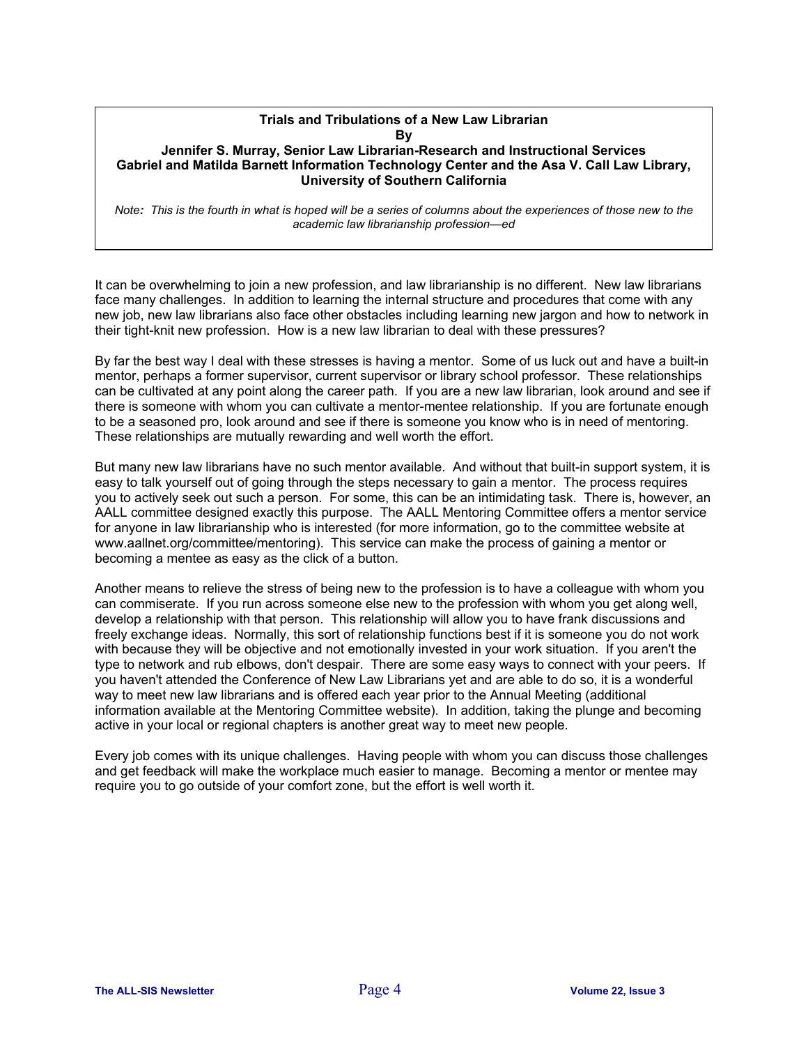## Trials and Tribulations of a New Law Librarian

**By**

**Jennifer S. Murray, Senior Law Librarian-Research and Instructional Services**
**Gabriel and Matilda Barnett Information Technology Center and the Asa V. Call Law Library, University of Southern California**

*Note: This is the fourth in what is hoped will be a series of columns about the experiences of those new to the academic law librarianship profession—ed*

It can be overwhelming to join a new profession, and law librarianship is no different. New law librarians face many challenges. In addition to learning the internal structure and procedures that come with any new job, new law librarians also face other obstacles including learning new jargon and how to network in their tight-knit new profession. How is a new law librarian to deal with these pressures?

By far the best way I deal with these stresses is having a mentor. Some of us luck out and have a built-in mentor, perhaps a former supervisor, current supervisor or library school professor. These relationships can be cultivated at any point along the career path. If you are a new law librarian, look around and see if there is someone with whom you can cultivate a mentor-mentee relationship. If you are fortunate enough to be a seasoned pro, look around and see if there is someone you know who is in need of mentoring. These relationships are mutually rewarding and well worth the effort.

But many new law librarians have no such mentor available. And without that built-in support system, it is easy to talk yourself out of going through the steps necessary to gain a mentor. The process requires you to actively seek out such a person. For some, this can be an intimidating task. There is, however, an AALL committee designed exactly this purpose. The AALL Mentoring Committee offers a mentor service for anyone in law librarianship who is interested (for more information, go to the committee website at www.aallnet.org/committee/mentoring). This service can make the process of gaining a mentor or becoming a mentee as easy as the click of a button.

Another means to relieve the stress of being new to the profession is to have a colleague with whom you can commiserate. If you run across someone else new to the profession with whom you get along well, develop a relationship with that person. This relationship will allow you to have frank discussions and freely exchange ideas. Normally, this sort of relationship functions best if it is someone you do not work with because they will be objective and not emotionally invested in your work situation. If you aren't the type to network and rub elbows, don't despair. There are some easy ways to connect with your peers. If you haven't attended the Conference of New Law Librarians yet and are able to do so, it is a wonderful way to meet new law librarians and is offered each year prior to the Annual Meeting (additional information available at the Mentoring Committee website). In addition, taking the plunge and becoming active in your local or regional chapters is another great way to meet new people.

Every job comes with its unique challenges. Having people with whom you can discuss those challenges and get feedback will make the workplace much easier to manage. Becoming a mentor or mentee may require you to go outside of your comfort zone, but the effort is well worth it.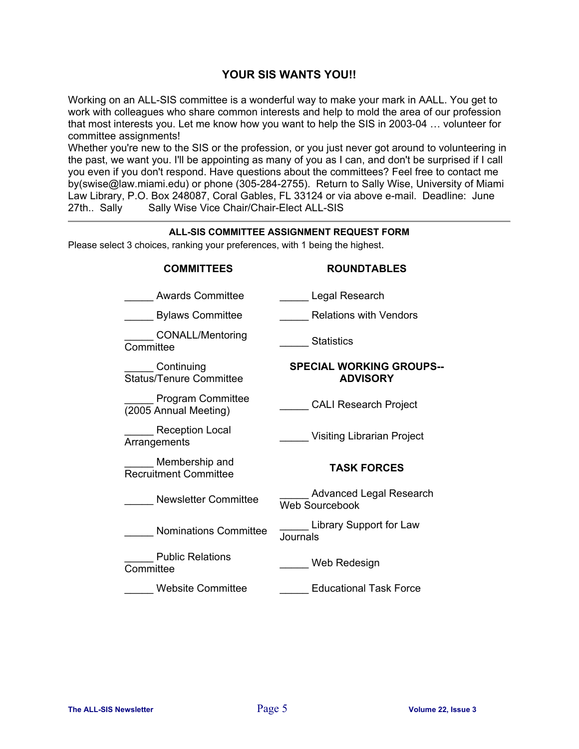## YOUR SIS WANTS YOU!!

Working on an ALL-SIS committee is a wonderful way to make your mark in AALL. You get to work with colleagues who share common interests and help to mold the area of our profession that most interests you. Let me know how you want to help the SIS in 2003-04 … volunteer for committee assignments!

Whether you're new to the SIS or the profession, or you just never got around to volunteering in the past, we want you. I'll be appointing as many of you as I can, and don't be surprised if I call you even if you don't respond. Have questions about the committees? Feel free to contact me by(swise@law.miami.edu) or phone (305-284-2755). Return to Sally Wise, University of Miami Law Library, P.O. Box 248087, Coral Gables, FL 33124 or via above e-mail. Deadline: June 27th.. Sally Sally Wise Vice Chair/Chair-Elect ALL-SIS

---

### ALL-SIS COMMITTEE ASSIGNMENT REQUEST FORM

Please select 3 choices, ranking your preferences, with 1 being the highest.

**COMMITTEES**

_____ Awards Committee

_____ Bylaws Committee

_____ CONALL/Mentoring Committee

_____ Continuing Status/Tenure Committee

_____ Program Committee (2005 Annual Meeting)

_____ Reception Local Arrangements

_____ Membership and Recruitment Committee

_____ Newsletter Committee

_____ Nominations Committee

_____ Public Relations Committee

_____ Website Committee

**ROUNDTABLES**

_____ Legal Research

_____ Relations with Vendors

_____ Statistics

**SPECIAL WORKING GROUPS--ADVISORY**

_____ CALI Research Project

_____ Visiting Librarian Project

**TASK FORCES**

_____ Advanced Legal Research Web Sourcebook

_____ Library Support for Law Journals

_____ Web Redesign

_____ Educational Task Force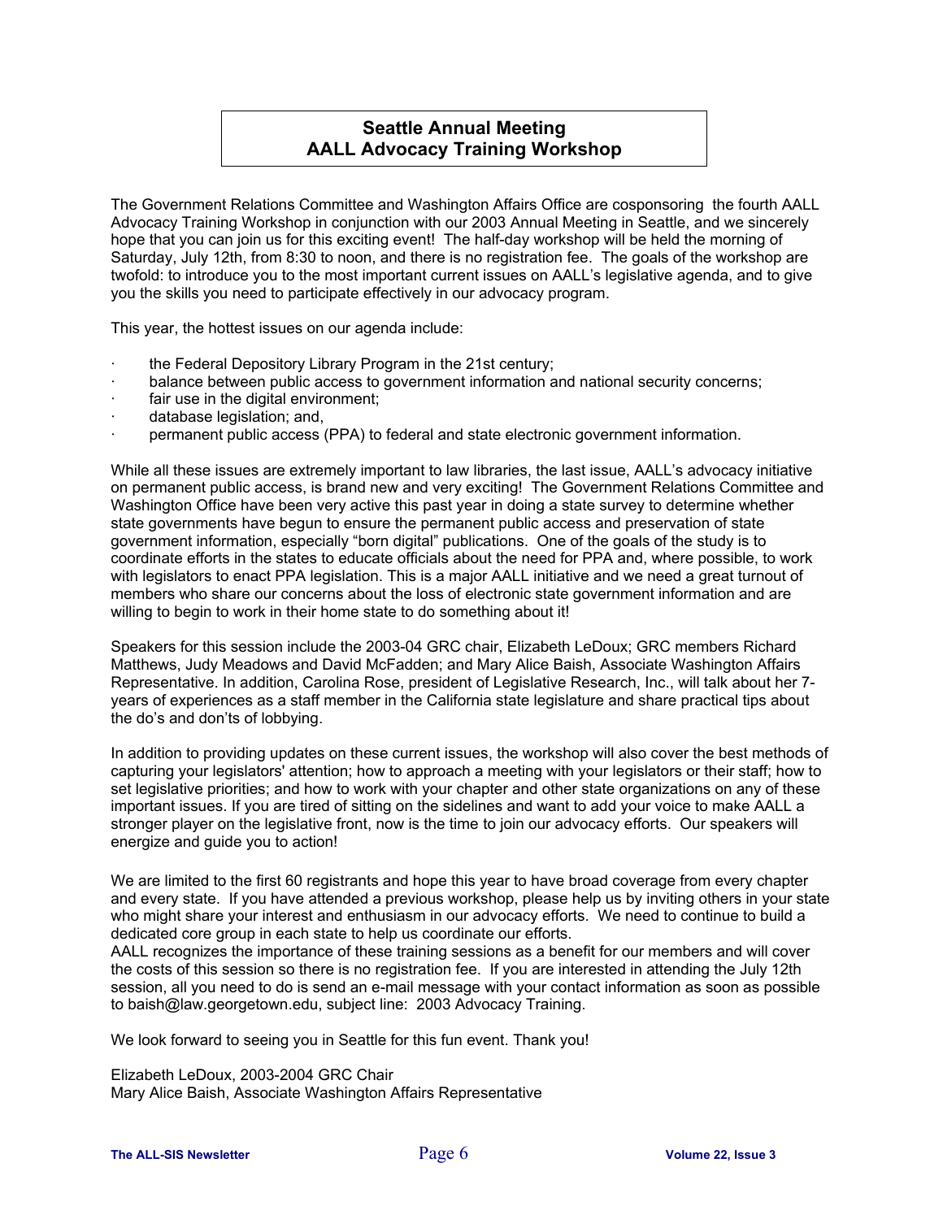## Seattle Annual Meeting
## AALL Advocacy Training Workshop

The Government Relations Committee and Washington Affairs Office are cosponsoring the fourth AALL Advocacy Training Workshop in conjunction with our 2003 Annual Meeting in Seattle, and we sincerely hope that you can join us for this exciting event! The half-day workshop will be held the morning of Saturday, July 12th, from 8:30 to noon, and there is no registration fee. The goals of the workshop are twofold: to introduce you to the most important current issues on AALL's legislative agenda, and to give you the skills you need to participate effectively in our advocacy program.

This year, the hottest issues on our agenda include:

- the Federal Depository Library Program in the 21st century;
- balance between public access to government information and national security concerns;
- fair use in the digital environment;
- database legislation; and,
- permanent public access (PPA) to federal and state electronic government information.

While all these issues are extremely important to law libraries, the last issue, AALL's advocacy initiative on permanent public access, is brand new and very exciting! The Government Relations Committee and Washington Office have been very active this past year in doing a state survey to determine whether state governments have begun to ensure the permanent public access and preservation of state government information, especially "born digital" publications. One of the goals of the study is to coordinate efforts in the states to educate officials about the need for PPA and, where possible, to work with legislators to enact PPA legislation. This is a major AALL initiative and we need a great turnout of members who share our concerns about the loss of electronic state government information and are willing to begin to work in their home state to do something about it!

Speakers for this session include the 2003-04 GRC chair, Elizabeth LeDoux; GRC members Richard Matthews, Judy Meadows and David McFadden; and Mary Alice Baish, Associate Washington Affairs Representative. In addition, Carolina Rose, president of Legislative Research, Inc., will talk about her 7-years of experiences as a staff member in the California state legislature and share practical tips about the do's and don'ts of lobbying.

In addition to providing updates on these current issues, the workshop will also cover the best methods of capturing your legislators' attention; how to approach a meeting with your legislators or their staff; how to set legislative priorities; and how to work with your chapter and other state organizations on any of these important issues. If you are tired of sitting on the sidelines and want to add your voice to make AALL a stronger player on the legislative front, now is the time to join our advocacy efforts. Our speakers will energize and guide you to action!

We are limited to the first 60 registrants and hope this year to have broad coverage from every chapter and every state. If you have attended a previous workshop, please help us by inviting others in your state who might share your interest and enthusiasm in our advocacy efforts. We need to continue to build a dedicated core group in each state to help us coordinate our efforts.
AALL recognizes the importance of these training sessions as a benefit for our members and will cover the costs of this session so there is no registration fee. If you are interested in attending the July 12th session, all you need to do is send an e-mail message with your contact information as soon as possible to baish@law.georgetown.edu, subject line: 2003 Advocacy Training.

We look forward to seeing you in Seattle for this fun event. Thank you!

Elizabeth LeDoux, 2003-2004 GRC Chair
Mary Alice Baish, Associate Washington Affairs Representative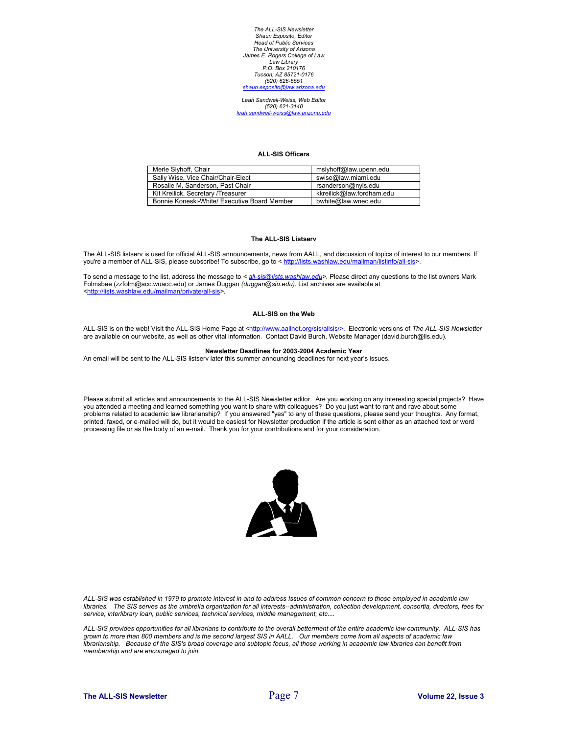*The ALL-SIS Newsletter*
*Shaun Esposito, Editor*
*Head of Public Services*
*The University of Arizona*
*James E. Rogers College of Law*
*Law Library*
*P.O. Box 210176*
*Tucson, AZ 85721-0176*
*(520) 626-5551*
*shaun.esposito@law.arizona.edu*

*Leah Sandwell-Weiss, Web Editor*
*(520) 621-3140*
*leah.sandwell-weiss@law.arizona.edu*

## ALL-SIS Officers

| | |
|---|---|
| Merle Slyhoff, Chair | mslyhoff@law.upenn.edu |
| Sally Wise, Vice Chair/Chair-Elect | swise@law.miami.edu |
| Rosalie M. Sanderson, Past Chair | rsanderson@nyls.edu |
| Kit Kreilick, Secretary /Treasurer | kkreilick@law.fordham.edu |
| Bonnie Koneski-White/ Executive Board Member | bwhite@law.wnec.edu |

## The ALL-SIS Listserv

The ALL-SIS listserv is used for official ALL-SIS announcements, news from AALL, and discussion of topics of interest to our members. If you're a member of ALL-SIS, please subscribe! To subscribe, go to < http://lists.washlaw.edu/mailman/listinfo/all-sis>.

To send a message to the list, address the message to < *all-sis@lists.washlaw.edu*>. Please direct any questions to the list owners Mark Folmsbee (zzfolm@acc.wuacc.edu) or James Duggan *(duggan@siu.edu).* List archives are available at <http://lists.washlaw.edu/mailman/private/all-sis>.

## ALL-SIS on the Web

ALL-SIS is on the web! Visit the ALL-SIS Home Page at <http://www.aallnet.org/sis/allsis/>. Electronic versions of *The ALL-SIS Newsletter* are available on our website, as well as other vital information. Contact David Burch, Website Manager (david.burch@lls.edu).

**Newsletter Deadlines for 2003-2004 Academic Year**

An email will be sent to the ALL-SIS listserv later this summer announcing deadlines for next year's issues.

Please submit all articles and announcements to the ALL-SIS Newsletter editor. Are you working on any interesting special projects? Have you attended a meeting and learned something you want to share with colleagues? Do you just want to rant and rave about some problems related to academic law librarianship? If you answered "yes" to any of these questions, please send your thoughts. Any format, printed, faxed, or e-mailed will do, but it would be easiest for Newsletter production if the article is sent either as an attached text or word processing file or as the body of an e-mail. Thank you for your contributions and for your consideration.

*ALL-SIS was established in 1979 to promote interest in and to address Issues of common concern to those employed in academic law libraries. The SIS serves as the umbrella organization for all interests--administration, collection development, consortia, directors, fees for service, interlibrary loan, public services, technical services, middle management, etc....*

*ALL-SIS provides opportunities for all librarians to contribute to the overall betterment of the entire academic law community. ALL-SIS has grown to more than 800 members and is the second largest SIS in AALL. Our members come from all aspects of academic law librarianship. Because of the SIS's broad coverage and subtopic focus, all those working in academic law libraries can benefit from membership and are encouraged to join.*